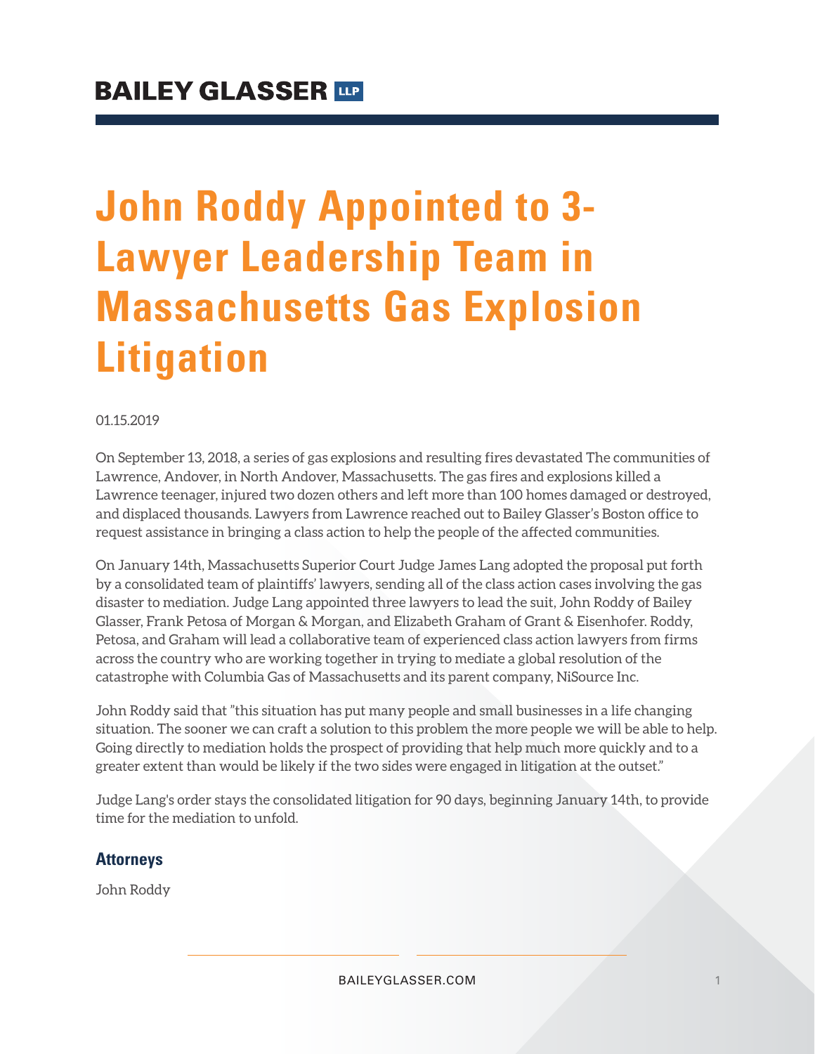BAILEY GLASSER LLP

# John Roddy Appointed to 3-Lawyer Leadership Team in Massachusetts Gas Explosion Litigation

01.15.2019

On September 13, 2018, a series of gas explosions and resulting fires devastated The communities of Lawrence, Andover, in North Andover, Massachusetts. The gas fires and explosions killed a Lawrence teenager, injured two dozen others and left more than 100 homes damaged or destroyed, and displaced thousands. Lawyers from Lawrence reached out to Bailey Glasser's Boston office to request assistance in bringing a class action to help the people of the affected communities.

On January 14th, Massachusetts Superior Court Judge James Lang adopted the proposal put forth by a consolidated team of plaintiffs' lawyers, sending all of the class action cases involving the gas disaster to mediation. Judge Lang appointed three lawyers to lead the suit, John Roddy of Bailey Glasser, Frank Petosa of Morgan & Morgan, and Elizabeth Graham of Grant & Eisenhofer. Roddy, Petosa, and Graham will lead a collaborative team of experienced class action lawyers from firms across the country who are working together in trying to mediate a global resolution of the catastrophe with Columbia Gas of Massachusetts and its parent company, NiSource Inc.

John Roddy said that "this situation has put many people and small businesses in a life changing situation. The sooner we can craft a solution to this problem the more people we will be able to help. Going directly to mediation holds the prospect of providing that help much more quickly and to a greater extent than would be likely if the two sides were engaged in litigation at the outset."

Judge Lang's order stays the consolidated litigation for 90 days, beginning January 14th, to provide time for the mediation to unfold.

### Attorneys

John Roddy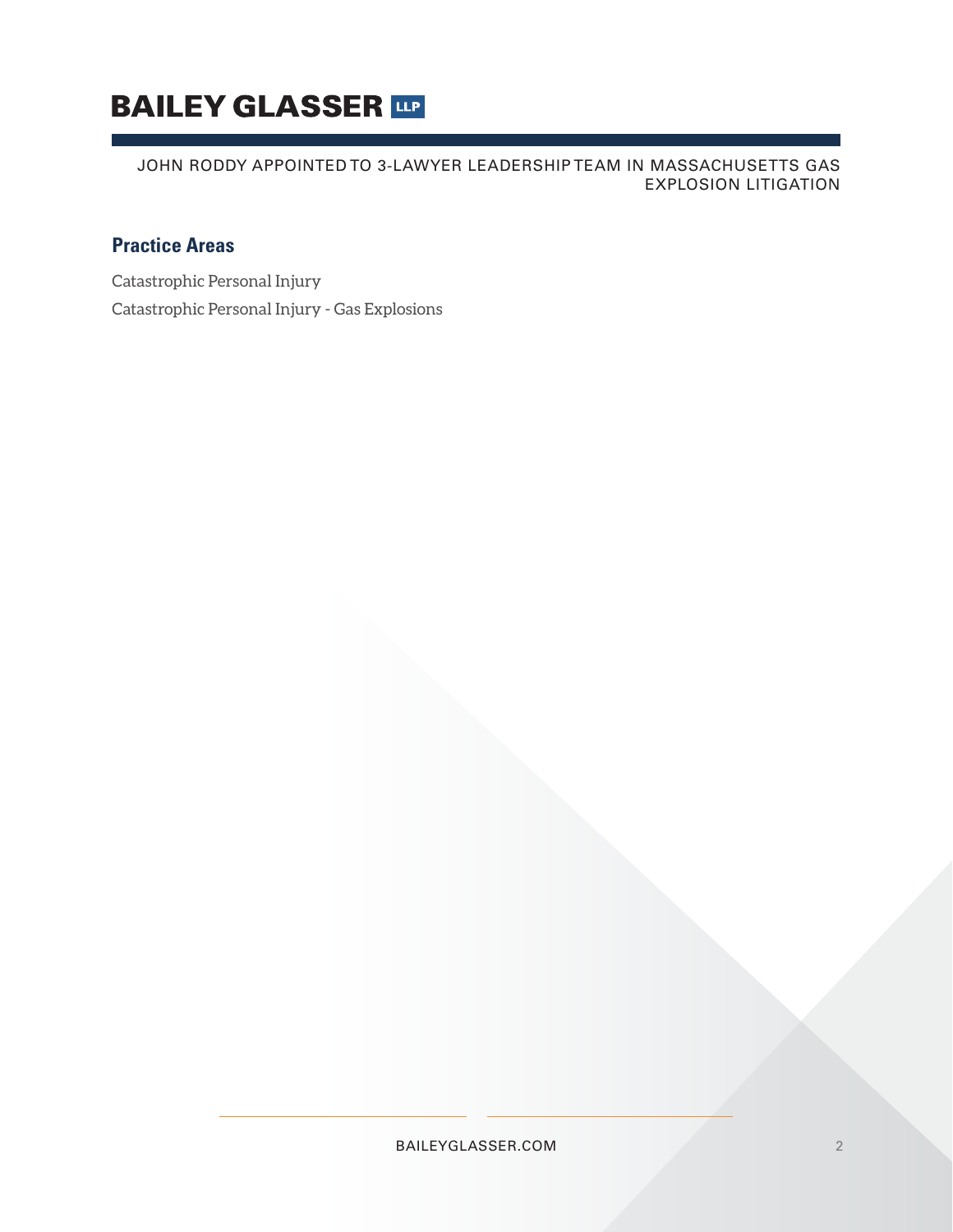## Practice Areas

Catastrophic Personal Injury

Catastrophic Personal Injury - Gas Explosions